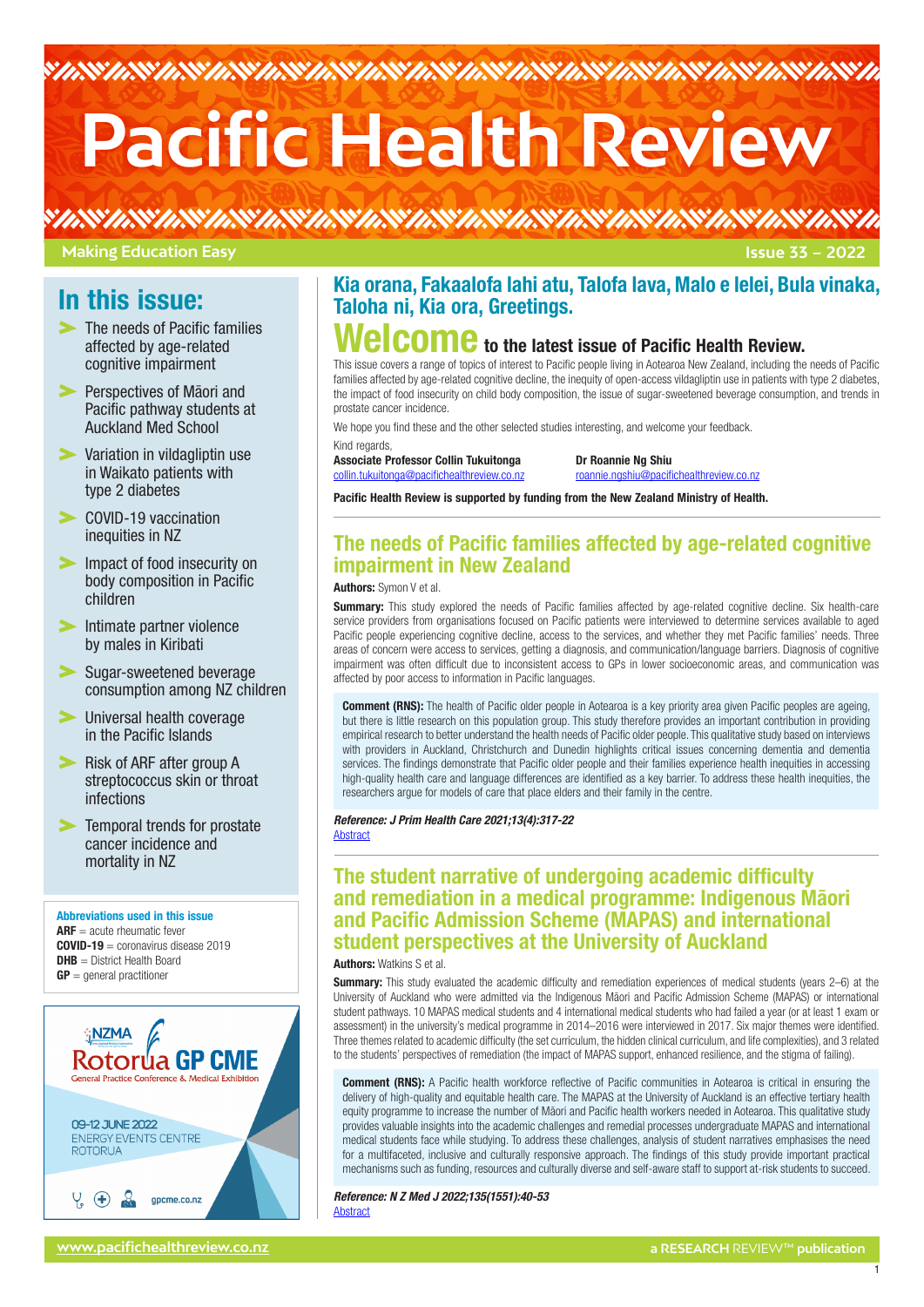# Pacific Health Review

Making Education Easy

Issue 33 – 2022

## In this issue:

- The needs of Pacific families affected by age-related cognitive impairment
- Perspectives of Māori and Pacific pathway students at Auckland Med School
- Variation in vildagliptin use in Waikato patients with type 2 diabetes
- COVID-19 vaccination inequities in NZ
- Impact of food insecurity on body composition in Pacific children
- Intimate partner violence by males in Kiribati
- Sugar-sweetened beverage consumption among NZ children
- Universal health coverage in the Pacific Islands
- Risk of ARF after group A streptococcus skin or throat infections
- Temporal trends for prostate cancer incidence and mortality in NZ

**Abbreviations used in this issue**
**ARF** = acute rheumatic fever
**COVID-19** = coronavirus disease 2019
**DHB** = District Health Board
**GP** = general practitioner

NZMA Rotorua GP CME
General Practice Conference & Medical Exhibition
09-12 JUNE 2022
ENERGY EVENTS CENTRE
ROTORUA
gpcme.co.nz

## Kia orana, Fakaalofa lahi atu, Talofa lava, Malo e lelei, Bula vinaka, Taloha ni, Kia ora, Greetings.

**Welcome** to the latest issue of Pacific Health Review.

This issue covers a range of topics of interest to Pacific people living in Aotearoa New Zealand, including the needs of Pacific families affected by age-related cognitive decline, the inequity of open-access vildagliptin use in patients with type 2 diabetes, the impact of food insecurity on child body composition, the issue of sugar-sweetened beverage consumption, and trends in prostate cancer incidence.

We hope you find these and the other selected studies interesting, and welcome your feedback.

Kind regards,

**Associate Professor Collin Tukuitonga**
collin.tukuitonga@pacifichealthreview.co.nz

**Dr Roannie Ng Shiu**
roannie.ngshiu@pacifichealthreview.co.nz

**Pacific Health Review is supported by funding from the New Zealand Ministry of Health.**

## The needs of Pacific families affected by age-related cognitive impairment in New Zealand

**Authors:** Symon V et al.

**Summary:** This study explored the needs of Pacific families affected by age-related cognitive decline. Six health-care service providers from organisations focused on Pacific patients were interviewed to determine services available to aged Pacific people experiencing cognitive decline, access to the services, and whether they met Pacific families' needs. Three areas of concern were access to services, getting a diagnosis, and communication/language barriers. Diagnosis of cognitive impairment was often difficult due to inconsistent access to GPs in lower socioeconomic areas, and communication was affected by poor access to information in Pacific languages.

**Comment (RNS):** The health of Pacific older people in Aotearoa is a key priority area given Pacific peoples are ageing, but there is little research on this population group. This study therefore provides an important contribution in providing empirical research to better understand the health needs of Pacific older people. This qualitative study based on interviews with providers in Auckland, Christchurch and Dunedin highlights critical issues concerning dementia and dementia services. The findings demonstrate that Pacific older people and their families experience health inequities in accessing high-quality health care and language differences are identified as a key barrier. To address these health inequities, the researchers argue for models of care that place elders and their family in the centre.

***Reference: J Prim Health Care 2021;13(4):317-22***
Abstract

## The student narrative of undergoing academic difficulty and remediation in a medical programme: Indigenous Māori and Pacific Admission Scheme (MAPAS) and international student perspectives at the University of Auckland

**Authors:** Watkins S et al.

**Summary:** This study evaluated the academic difficulty and remediation experiences of medical students (years 2–6) at the University of Auckland who were admitted via the Indigenous Māori and Pacific Admission Scheme (MAPAS) or international student pathways. 10 MAPAS medical students and 4 international medical students who had failed a year (or at least 1 exam or assessment) in the university's medical programme in 2014–2016 were interviewed in 2017. Six major themes were identified. Three themes related to academic difficulty (the set curriculum, the hidden clinical curriculum, and life complexities), and 3 related to the students' perspectives of remediation (the impact of MAPAS support, enhanced resilience, and the stigma of failing).

**Comment (RNS):** A Pacific health workforce reflective of Pacific communities in Aotearoa is critical in ensuring the delivery of high-quality and equitable health care. The MAPAS at the University of Auckland is an effective tertiary health equity programme to increase the number of Māori and Pacific health workers needed in Aotearoa. This qualitative study provides valuable insights into the academic challenges and remedial processes undergraduate MAPAS and international medical students face while studying. To address these challenges, analysis of student narratives emphasises the need for a multifaceted, inclusive and culturally responsive approach. The findings of this study provide important practical mechanisms such as funding, resources and culturally diverse and self-aware staff to support at-risk students to succeed.

***Reference: N Z Med J 2022;135(1551):40-53***
Abstract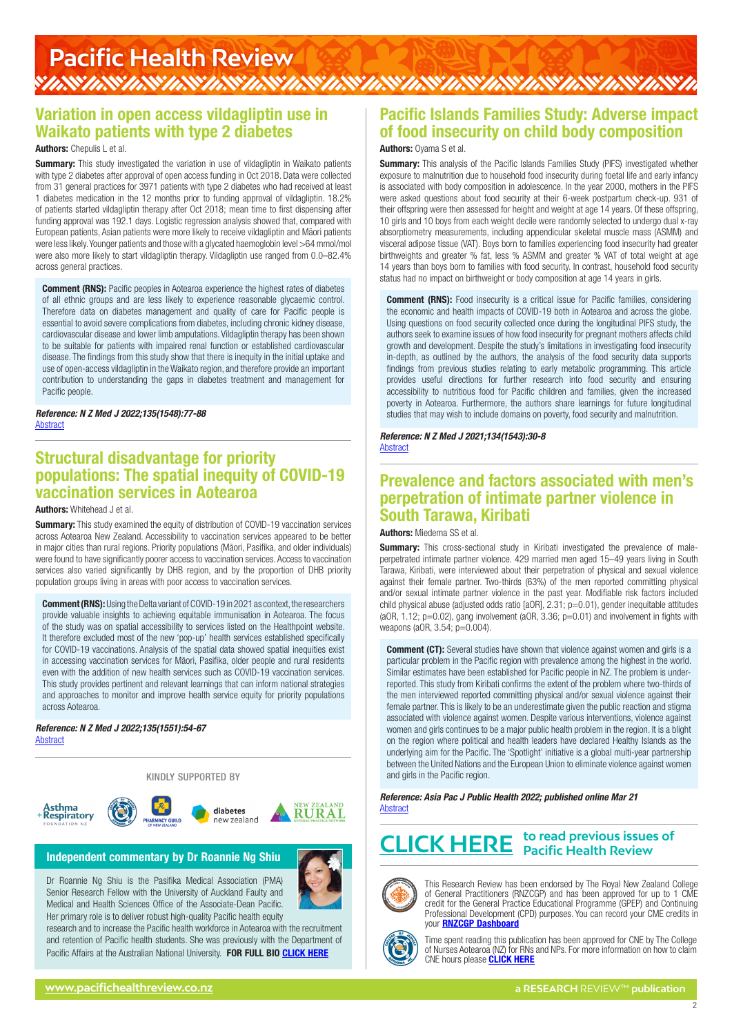## Variation in open access vildagliptin use in Waikato patients with type 2 diabetes

**Authors:** Chepulis L et al.

**Summary:** This study investigated the variation in use of vildagliptin in Waikato patients with type 2 diabetes after approval of open access funding in Oct 2018. Data were collected from 31 general practices for 3971 patients with type 2 diabetes who had received at least 1 diabetes medication in the 12 months prior to funding approval of vildagliptin. 18.2% of patients started vildagliptin therapy after Oct 2018; mean time to first dispensing after funding approval was 192.1 days. Logistic regression analysis showed that, compared with European patients, Asian patients were more likely to receive vildagliptin and Māori patients were less likely. Younger patients and those with a glycated haemoglobin level >64 mmol/mol were also more likely to start vildagliptin therapy. Vildagliptin use ranged from 0.0–82.4% across general practices.

**Comment (RNS):** Pacific peoples in Aotearoa experience the highest rates of diabetes of all ethnic groups and are less likely to experience reasonable glycaemic control. Therefore data on diabetes management and quality of care for Pacific people is essential to avoid severe complications from diabetes, including chronic kidney disease, cardiovascular disease and lower limb amputations. Vildagliptin therapy has been shown to be suitable for patients with impaired renal function or established cardiovascular disease. The findings from this study show that there is inequity in the initial uptake and use of open-access vildagliptin in the Waikato region, and therefore provide an important contribution to understanding the gaps in diabetes treatment and management for Pacific people.

***Reference: N Z Med J 2022;135(1548):77-88***
Abstract

## Structural disadvantage for priority populations: The spatial inequity of COVID-19 vaccination services in Aotearoa

**Authors:** Whitehead J et al.

**Summary:** This study examined the equity of distribution of COVID-19 vaccination services across Aotearoa New Zealand. Accessibility to vaccination services appeared to be better in major cities than rural regions. Priority populations (Māori, Pasifika, and older individuals) were found to have significantly poorer access to vaccination services. Access to vaccination services also varied significantly by DHB region, and by the proportion of DHB priority population groups living in areas with poor access to vaccination services.

**Comment (RNS):** Using the Delta variant of COVID-19 in 2021 as context, the researchers provide valuable insights to achieving equitable immunisation in Aotearoa. The focus of the study was on spatial accessibility to services listed on the Healthpoint website. It therefore excluded most of the new 'pop-up' health services established specifically for COVID-19 vaccinations. Analysis of the spatial data showed spatial inequities exist in accessing vaccination services for Māori, Pasifika, older people and rural residents even with the addition of new health services such as COVID-19 vaccination services. This study provides pertinent and relevant learnings that can inform national strategies and approaches to monitor and improve health service equity for priority populations across Aotearoa.

***Reference: N Z Med J 2022;135(1551):54-67***
Abstract

KINDLY SUPPORTED BY

Asthma + Respiratory Foundation NZ; Pharmacy Guild of New Zealand; Diabetes New Zealand; New Zealand Rural General Practice Network

### Independent commentary by Dr Roannie Ng Shiu

Dr Roannie Ng Shiu is the Pasifika Medical Association (PMA) Senior Research Fellow with the University of Auckland Faculty and Medical and Health Sciences Office of the Associate-Dean Pacific. Her primary role is to deliver robust high-quality Pacific health equity research and to increase the Pacific health workforce in Aotearoa with the recruitment and retention of Pacific health students. She was previously with the Department of Pacific Affairs at the Australian National University. **FOR FULL BIO CLICK HERE**

## Pacific Islands Families Study: Adverse impact of food insecurity on child body composition

**Authors:** Oyama S et al.

**Summary:** This analysis of the Pacific Islands Families Study (PIFS) investigated whether exposure to malnutrition due to household food insecurity during foetal life and early infancy is associated with body composition in adolescence. In the year 2000, mothers in the PIFS were asked questions about food security at their 6-week postpartum check-up. 931 of their offspring were then assessed for height and weight at age 14 years. Of these offspring, 10 girls and 10 boys from each weight decile were randomly selected to undergo dual x-ray absorptiometry measurements, including appendicular skeletal muscle mass (ASMM) and visceral adipose tissue (VAT). Boys born to families experiencing food insecurity had greater birthweights and greater % fat, less % ASMM and greater % VAT of total weight at age 14 years than boys born to families with food security. In contrast, household food security status had no impact on birthweight or body composition at age 14 years in girls.

**Comment (RNS):** Food insecurity is a critical issue for Pacific families, considering the economic and health impacts of COVID-19 both in Aotearoa and across the globe. Using questions on food security collected once during the longitudinal PIFS study, the authors seek to examine issues of how food insecurity for pregnant mothers affects child growth and development. Despite the study's limitations in investigating food insecurity in-depth, as outlined by the authors, the analysis of the food security data supports findings from previous studies relating to early metabolic programming. This article provides useful directions for further research into food security and ensuring accessibility to nutritious food for Pacific children and families, given the increased poverty in Aotearoa. Furthermore, the authors share learnings for future longitudinal studies that may wish to include domains on poverty, food security and malnutrition.

***Reference: N Z Med J 2021;134(1543):30-8***
Abstract

## Prevalence and factors associated with men's perpetration of intimate partner violence in South Tarawa, Kiribati

**Authors:** Miedema SS et al.

**Summary:** This cross-sectional study in Kiribati investigated the prevalence of male-perpetrated intimate partner violence. 429 married men aged 15–49 years living in South Tarawa, Kiribati, were interviewed about their perpetration of physical and sexual violence against their female partner. Two-thirds (63%) of the men reported committing physical and/or sexual intimate partner violence in the past year. Modifiable risk factors included child physical abuse (adjusted odds ratio [aOR], 2.31; p=0.01), gender inequitable attitudes (aOR, 1.12; p=0.02), gang involvement (aOR, 3.36; p=0.01) and involvement in fights with weapons (aOR, 3.54; p=0.004).

**Comment (CT):** Several studies have shown that violence against women and girls is a particular problem in the Pacific region with prevalence among the highest in the world. Similar estimates have been established for Pacific people in NZ. The problem is under-reported. This study from Kiribati confirms the extent of the problem where two-thirds of the men interviewed reported committing physical and/or sexual violence against their female partner. This is likely to be an underestimate given the public reaction and stigma associated with violence against women. Despite various interventions, violence against women and girls continues to be a major public health problem in the region. It is a blight on the region where political and health leaders have declared Healthy Islands as the underlying aim for the Pacific. The 'Spotlight' initiative is a global multi-year partnership between the United Nations and the European Union to eliminate violence against women and girls in the Pacific region.

***Reference: Asia Pac J Public Health 2022; published online Mar 21***
Abstract

**CLICK HERE** to read previous issues of Pacific Health Review

This Research Review has been endorsed by The Royal New Zealand College of General Practitioners (RNZCGP) and has been approved for up to 1 CME credit for the General Practice Educational Programme (GPEP) and Continuing Professional Development (CPD) purposes. You can record your CME credits in your **RNZCGP Dashboard**

Time spent reading this publication has been approved for CNE by The College of Nurses Aotearoa (NZ) for RNs and NPs. For more information on how to claim CNE hours please **CLICK HERE**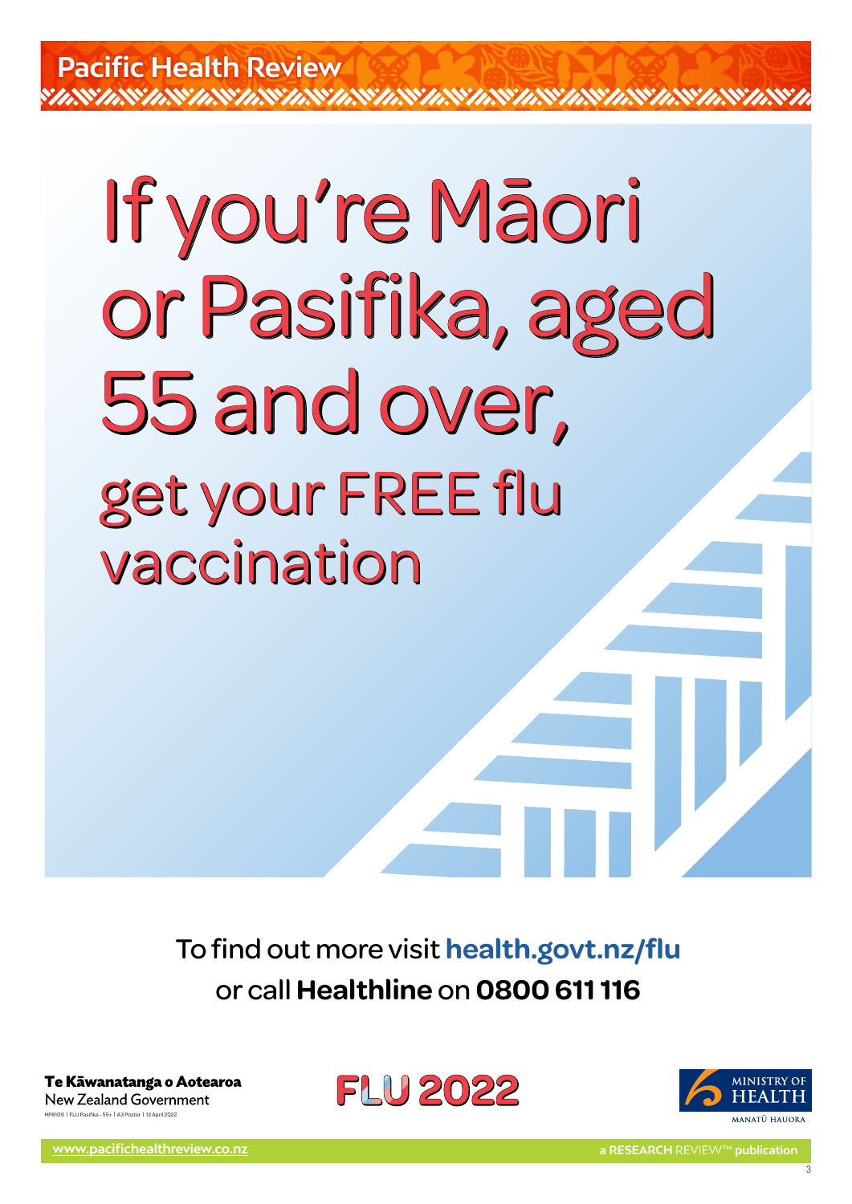# If you're Māori or Pasifika, aged 55 and over,

## get your FREE flu vaccination

To find out more visit **health.govt.nz/flu**
or call **Healthline** on **0800 611 116**

**Te Kāwanatanga o Aotearoa**
New Zealand Government

HP8109 | FLU Pasifika - 55+ | A3 Poster | 13 April 2022

FLU 2022

MINISTRY OF HEALTH
MANATŪ HAUORA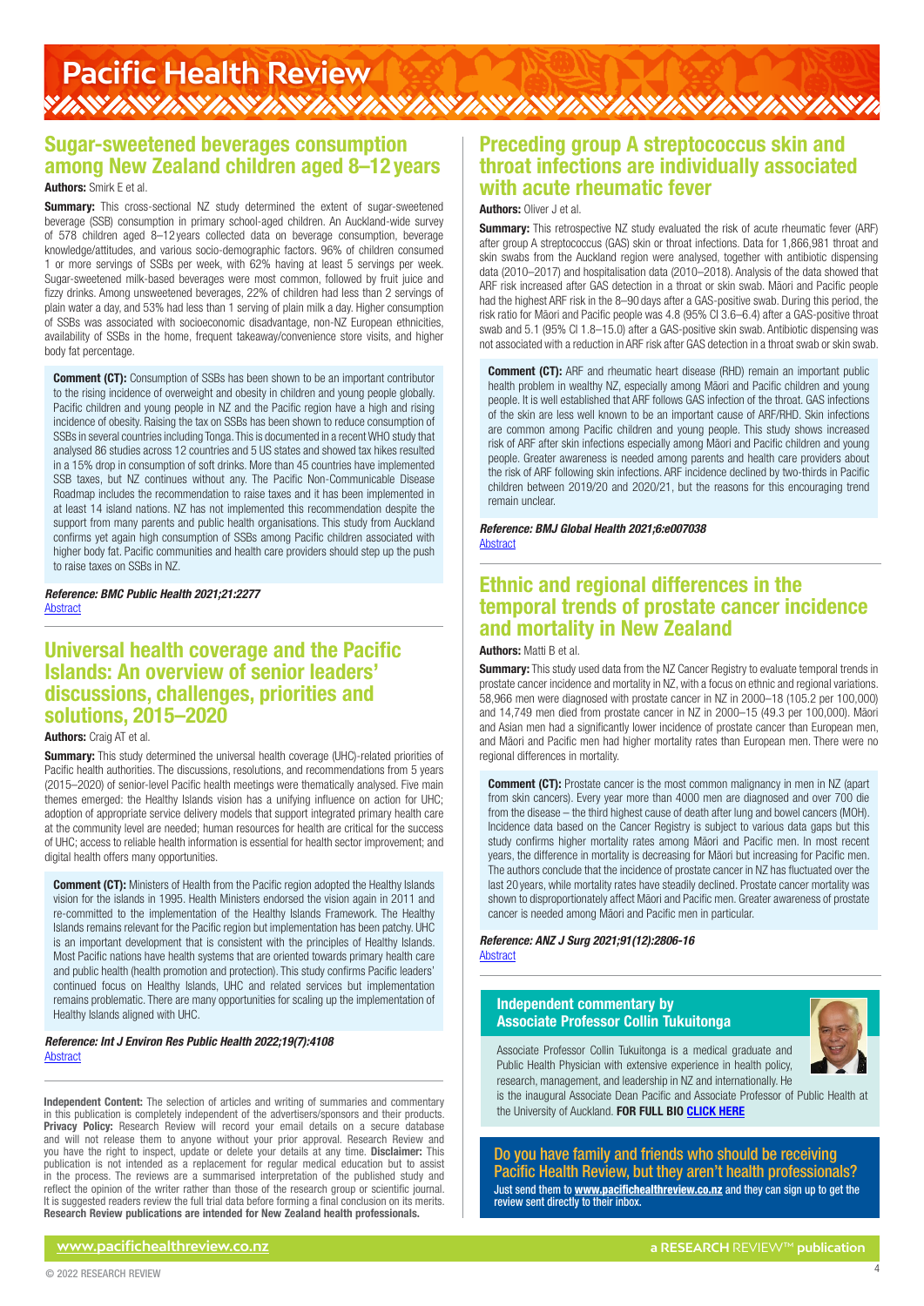## Sugar-sweetened beverages consumption among New Zealand children aged 8–12 years

**Authors:** Smirk E et al.

**Summary:** This cross-sectional NZ study determined the extent of sugar-sweetened beverage (SSB) consumption in primary school-aged children. An Auckland-wide survey of 578 children aged 8–12 years collected data on beverage consumption, beverage knowledge/attitudes, and various socio-demographic factors. 96% of children consumed 1 or more servings of SSBs per week, with 62% having at least 5 servings per week. Sugar-sweetened milk-based beverages were most common, followed by fruit juice and fizzy drinks. Among unsweetened beverages, 22% of children had less than 2 servings of plain water a day, and 53% had less than 1 serving of plain milk a day. Higher consumption of SSBs was associated with socioeconomic disadvantage, non-NZ European ethnicities, availability of SSBs in the home, frequent takeaway/convenience store visits, and higher body fat percentage.

**Comment (CT):** Consumption of SSBs has been shown to be an important contributor to the rising incidence of overweight and obesity in children and young people globally. Pacific children and young people in NZ and the Pacific region have a high and rising incidence of obesity. Raising the tax on SSBs has been shown to reduce consumption of SSBs in several countries including Tonga. This is documented in a recent WHO study that analysed 86 studies across 12 countries and 5 US states and showed tax hikes resulted in a 15% drop in consumption of soft drinks. More than 45 countries have implemented SSB taxes, but NZ continues without any. The Pacific Non-Communicable Disease Roadmap includes the recommendation to raise taxes and it has been implemented in at least 14 island nations. NZ has not implemented this recommendation despite the support from many parents and public health organisations. This study from Auckland confirms yet again high consumption of SSBs among Pacific children associated with higher body fat. Pacific communities and health care providers should step up the push to raise taxes on SSBs in NZ.

***Reference: BMC Public Health 2021;21:2277***
Abstract

## Universal health coverage and the Pacific Islands: An overview of senior leaders' discussions, challenges, priorities and solutions, 2015–2020

**Authors:** Craig AT et al.

**Summary:** This study determined the universal health coverage (UHC)-related priorities of Pacific health authorities. The discussions, resolutions, and recommendations from 5 years (2015–2020) of senior-level Pacific health meetings were thematically analysed. Five main themes emerged: the Healthy Islands vision has a unifying influence on action for UHC; adoption of appropriate service delivery models that support integrated primary health care at the community level are needed; human resources for health are critical for the success of UHC; access to reliable health information is essential for health sector improvement; and digital health offers many opportunities.

**Comment (CT):** Ministers of Health from the Pacific region adopted the Healthy Islands vision for the islands in 1995. Health Ministers endorsed the vision again in 2011 and re-committed to the implementation of the Healthy Islands Framework. The Healthy Islands remains relevant for the Pacific region but implementation has been patchy. UHC is an important development that is consistent with the principles of Healthy Islands. Most Pacific nations have health systems that are oriented towards primary health care and public health (health promotion and protection). This study confirms Pacific leaders' continued focus on Healthy Islands, UHC and related services but implementation remains problematic. There are many opportunities for scaling up the implementation of Healthy Islands aligned with UHC.

***Reference: Int J Environ Res Public Health 2022;19(7):4108***
Abstract

**Independent Content:** The selection of articles and writing of summaries and commentary in this publication is completely independent of the advertisers/sponsors and their products. **Privacy Policy:** Research Review will record your email details on a secure database and will not release them to anyone without your prior approval. Research Review and you have the right to inspect, update or delete your details at any time. **Disclaimer:** This publication is not intended as a replacement for regular medical education but to assist in the process. The reviews are a summarised interpretation of the published study and reflect the opinion of the writer rather than those of the research group or scientific journal. It is suggested readers review the full trial data before forming a final conclusion on its merits. **Research Review publications are intended for New Zealand health professionals.**

## Preceding group A streptococcus skin and throat infections are individually associated with acute rheumatic fever

**Authors:** Oliver J et al.

**Summary:** This retrospective NZ study evaluated the risk of acute rheumatic fever (ARF) after group A streptococcus (GAS) skin or throat infections. Data for 1,866,981 throat and skin swabs from the Auckland region were analysed, together with antibiotic dispensing data (2010–2017) and hospitalisation data (2010–2018). Analysis of the data showed that ARF risk increased after GAS detection in a throat or skin swab. Māori and Pacific people had the highest ARF risk in the 8–90 days after a GAS-positive swab. During this period, the risk ratio for Māori and Pacific people was 4.8 (95% CI 3.6–6.4) after a GAS-positive throat swab and 5.1 (95% CI 1.8–15.0) after a GAS-positive skin swab. Antibiotic dispensing was not associated with a reduction in ARF risk after GAS detection in a throat swab or skin swab.

**Comment (CT):** ARF and rheumatic heart disease (RHD) remain an important public health problem in wealthy NZ, especially among Māori and Pacific children and young people. It is well established that ARF follows GAS infection of the throat. GAS infections of the skin are less well known to be an important cause of ARF/RHD. Skin infections are common among Pacific children and young people. This study shows increased risk of ARF after skin infections especially among Māori and Pacific children and young people. Greater awareness is needed among parents and health care providers about the risk of ARF following skin infections. ARF incidence declined by two-thirds in Pacific children between 2019/20 and 2020/21, but the reasons for this encouraging trend remain unclear.

***Reference: BMJ Global Health 2021;6:e007038***
Abstract

## Ethnic and regional differences in the temporal trends of prostate cancer incidence and mortality in New Zealand

**Authors:** Matti B et al.

**Summary:** This study used data from the NZ Cancer Registry to evaluate temporal trends in prostate cancer incidence and mortality in NZ, with a focus on ethnic and regional variations. 58,966 men were diagnosed with prostate cancer in NZ in 2000–18 (105.2 per 100,000) and 14,749 men died from prostate cancer in NZ in 2000–15 (49.3 per 100,000). Māori and Asian men had a significantly lower incidence of prostate cancer than European men, and Māori and Pacific men had higher mortality rates than European men. There were no regional differences in mortality.

**Comment (CT):** Prostate cancer is the most common malignancy in men in NZ (apart from skin cancers). Every year more than 4000 men are diagnosed and over 700 die from the disease – the third highest cause of death after lung and bowel cancers (MOH). Incidence data based on the Cancer Registry is subject to various data gaps but this study confirms higher mortality rates among Māori and Pacific men. In most recent years, the difference in mortality is decreasing for Māori but increasing for Pacific men. The authors conclude that the incidence of prostate cancer in NZ has fluctuated over the last 20 years, while mortality rates have steadily declined. Prostate cancer mortality was shown to disproportionately affect Māori and Pacific men. Greater awareness of prostate cancer is needed among Māori and Pacific men in particular.

***Reference: ANZ J Surg 2021;91(12):2806-16***
Abstract

### Independent commentary by Associate Professor Collin Tukuitonga

Associate Professor Collin Tukuitonga is a medical graduate and Public Health Physician with extensive experience in health policy, research, management, and leadership in NZ and internationally. He is the inaugural Associate Dean Pacific and Associate Professor of Public Health at the University of Auckland. **FOR FULL BIO CLICK HERE**

### Do you have family and friends who should be receiving Pacific Health Review, but they aren't health professionals?

**Just send them to www.pacifichealthreview.co.nz and they can sign up to get the review sent directly to their inbox.**